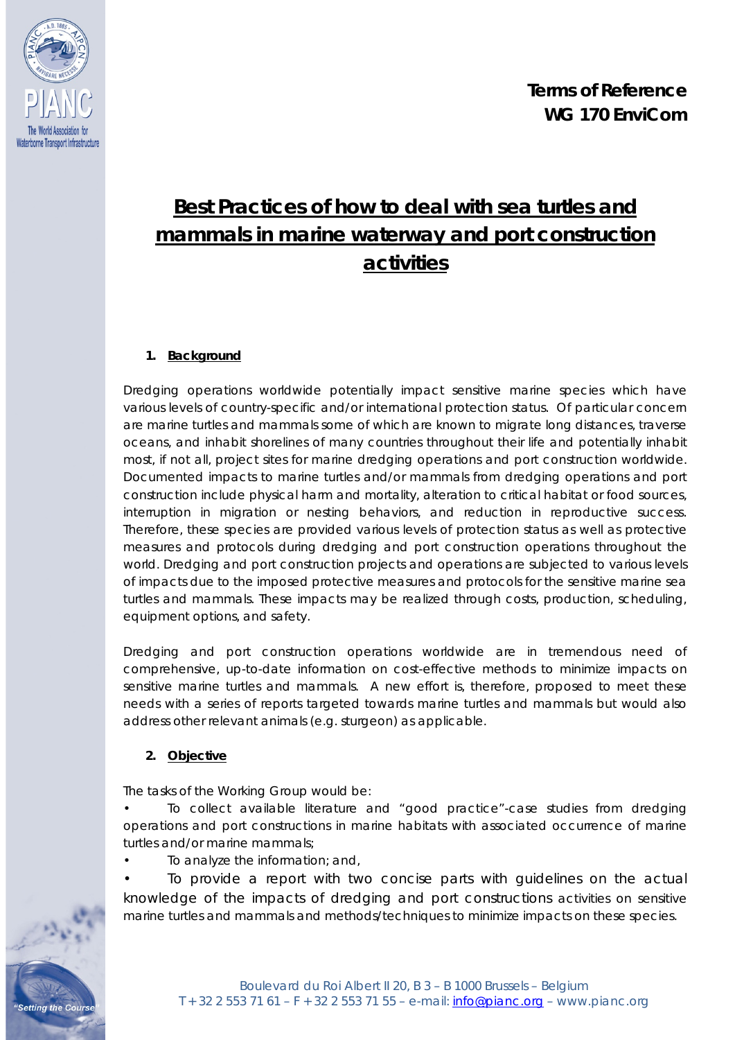**Terms of Reference**
**WG 170 EnviCom**

# Best Practices of how to deal with sea turtles and mammals in marine waterway and port construction activities

## 1. Background

Dredging operations worldwide potentially impact sensitive marine species which have various levels of country-specific and/or international protection status. Of particular concern are marine turtles and mammals some of which are known to migrate long distances, traverse oceans, and inhabit shorelines of many countries throughout their life and potentially inhabit most, if not all, project sites for marine dredging operations and port construction worldwide. Documented impacts to marine turtles and/or mammals from dredging operations and port construction include physical harm and mortality, alteration to critical habitat or food sources, interruption in migration or nesting behaviors, and reduction in reproductive success. Therefore, these species are provided various levels of protection status as well as protective measures and protocols during dredging and port construction operations throughout the world. Dredging and port construction projects and operations are subjected to various levels of impacts due to the imposed protective measures and protocols for the sensitive marine sea turtles and mammals. These impacts may be realized through costs, production, scheduling, equipment options, and safety.

Dredging and port construction operations worldwide are in tremendous need of comprehensive, up-to-date information on cost-effective methods to minimize impacts on sensitive marine turtles and mammals. A new effort is, therefore, proposed to meet these needs with a series of reports targeted towards marine turtles and mammals but would also address other relevant animals (e.g. sturgeon) as applicable.

## 2. Objective

The tasks of the Working Group would be:

- To collect available literature and "good practice"-case studies from dredging operations and port constructions in marine habitats with associated occurrence of marine turtles and/or marine mammals;
- To analyze the information; and,
- To provide a report with two concise parts with guidelines on the actual knowledge of the impacts of dredging and port constructions activities on sensitive marine turtles and mammals and methods/techniques to minimize impacts on these species.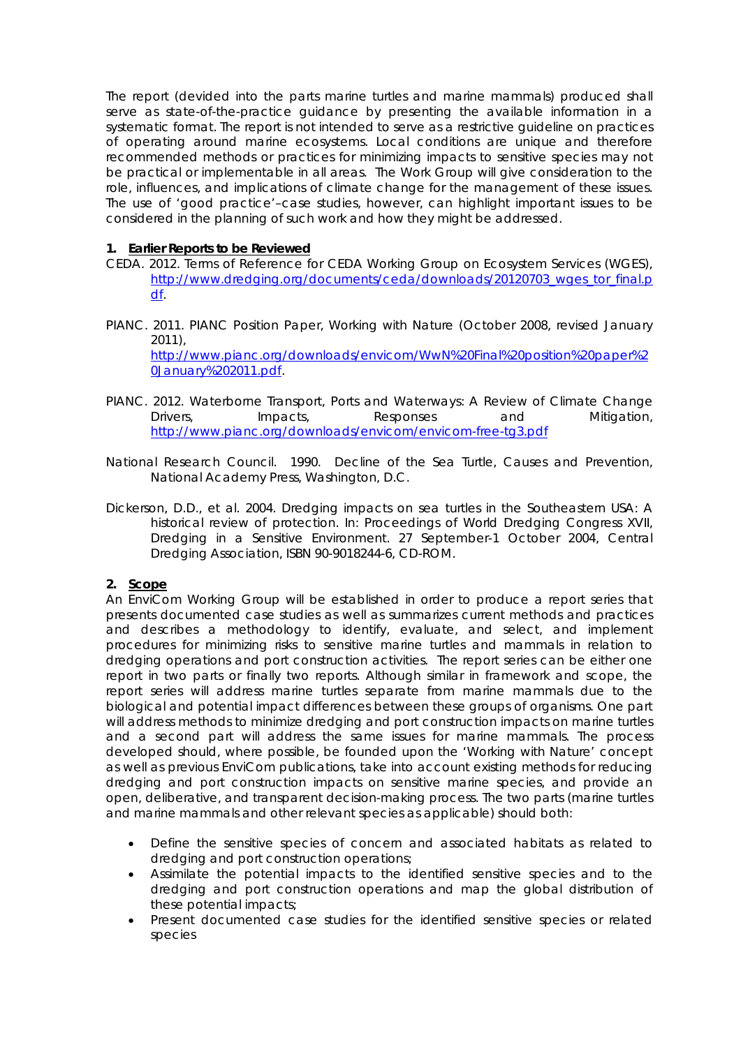The report (devided into the parts marine turtles and marine mammals) produced shall serve as state-of-the-practice guidance by presenting the available information in a systematic format. The report is not intended to serve as a restrictive guideline on practices of operating around marine ecosystems. Local conditions are unique and therefore recommended methods or practices for minimizing impacts to sensitive species may not be practical or implementable in all areas. The Work Group will give consideration to the role, influences, and implications of climate change for the management of these issues. The use of 'good practice'–case studies, however, can highlight important issues to be considered in the planning of such work and how they might be addressed.

## 1. Earlier Reports to be Reviewed

CEDA. 2012. Terms of Reference for CEDA Working Group on Ecosystem Services (WGES), [http://www.dredging.org/documents/ceda/downloads/20120703_wges_tor_final.pdf](http://www.dredging.org/documents/ceda/downloads/20120703_wges_tor_final.pdf).

PIANC. 2011. PIANC Position Paper, Working with Nature (October 2008, revised January 2011), [http://www.pianc.org/downloads/envicom/WwN%20Final%20position%20paper%20January%202011.pdf](http://www.pianc.org/downloads/envicom/WwN%20Final%20position%20paper%20January%202011.pdf).

PIANC. 2012. Waterborne Transport, Ports and Waterways: A Review of Climate Change Drivers, Impacts, Responses and Mitigation, [http://www.pianc.org/downloads/envicom/envicom-free-tg3.pdf](http://www.pianc.org/downloads/envicom/envicom-free-tg3.pdf)

National Research Council. 1990. Decline of the Sea Turtle, Causes and Prevention, National Academy Press, Washington, D.C.

Dickerson, D.D., et al. 2004. Dredging impacts on sea turtles in the Southeastern USA: A historical review of protection. In: Proceedings of World Dredging Congress XVII, Dredging in a Sensitive Environment. 27 September-1 October 2004, Central Dredging Association, ISBN 90-9018244-6, CD-ROM.

## 2. Scope

An EnviCom Working Group will be established in order to produce a report series that presents documented case studies as well as summarizes current methods and practices and describes a methodology to identify, evaluate, and select, and implement procedures for minimizing risks to sensitive marine turtles and mammals in relation to dredging operations and port construction activities. The report series can be either one report in two parts or finally two reports. Although similar in framework and scope, the report series will address marine turtles separate from marine mammals due to the biological and potential impact differences between these groups of organisms. One part will address methods to minimize dredging and port construction impacts on marine turtles and a second part will address the same issues for marine mammals. The process developed should, where possible, be founded upon the 'Working with Nature' concept as well as previous EnviCom publications, take into account existing methods for reducing dredging and port construction impacts on sensitive marine species, and provide an open, deliberative, and transparent decision-making process. The two parts (marine turtles and marine mammals and other relevant species as applicable) should both:

- Define the sensitive species of concern and associated habitats as related to dredging and port construction operations;
- Assimilate the potential impacts to the identified sensitive species and to the dredging and port construction operations and map the global distribution of these potential impacts;
- Present documented case studies for the identified sensitive species or related species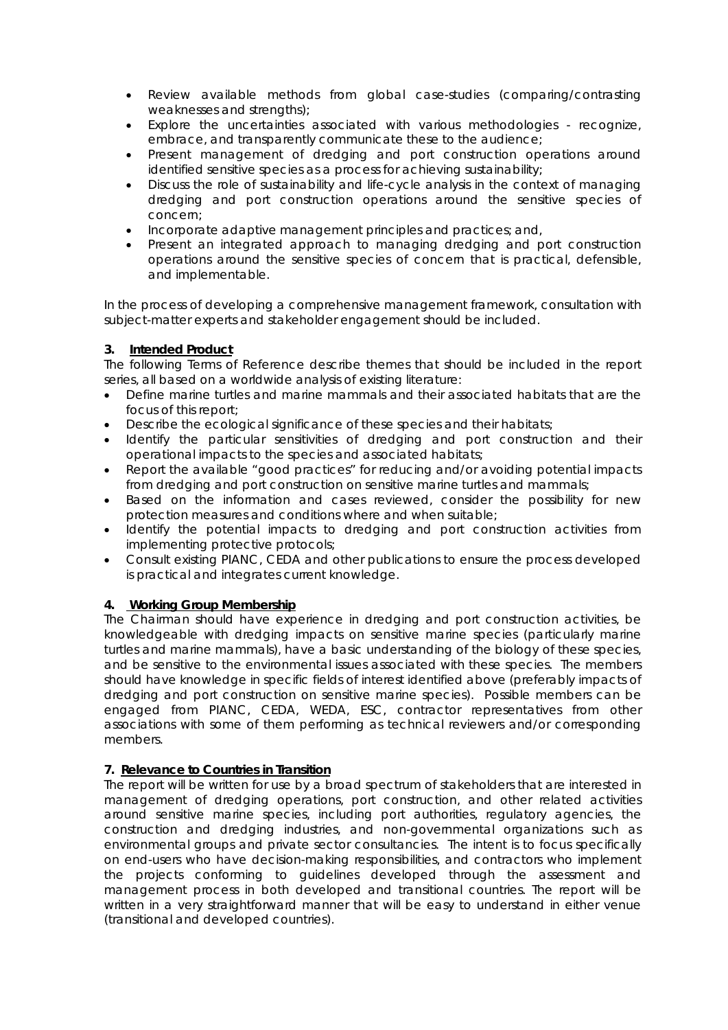- Review available methods from global case-studies (comparing/contrasting weaknesses and strengths);
- Explore the uncertainties associated with various methodologies - recognize, embrace, and transparently communicate these to the audience;
- Present management of dredging and port construction operations around identified sensitive species as a process for achieving sustainability;
- Discuss the role of sustainability and life-cycle analysis in the context of managing dredging and port construction operations around the sensitive species of concern;
- Incorporate adaptive management principles and practices; and,
- Present an integrated approach to managing dredging and port construction operations around the sensitive species of concern that is practical, defensible, and implementable.

In the process of developing a comprehensive management framework, consultation with subject-matter experts and stakeholder engagement should be included.

## 3. Intended Product

The following Terms of Reference describe themes that should be included in the report series, all based on a worldwide analysis of existing literature:

- Define marine turtles and marine mammals and their associated habitats that are the focus of this report;
- Describe the ecological significance of these species and their habitats;
- Identify the particular sensitivities of dredging and port construction and their operational impacts to the species and associated habitats;
- Report the available "good practices" for reducing and/or avoiding potential impacts from dredging and port construction on sensitive marine turtles and mammals;
- Based on the information and cases reviewed, consider the possibility for new protection measures and conditions where and when suitable;
- Identify the potential impacts to dredging and port construction activities from implementing protective protocols;
- Consult existing PIANC, CEDA and other publications to ensure the process developed is practical and integrates current knowledge.

## 4. Working Group Membership

The Chairman should have experience in dredging and port construction activities, be knowledgeable with dredging impacts on sensitive marine species (particularly marine turtles and marine mammals), have a basic understanding of the biology of these species, and be sensitive to the environmental issues associated with these species. The members should have knowledge in specific fields of interest identified above (preferably impacts of dredging and port construction on sensitive marine species). Possible members can be engaged from PIANC, CEDA, WEDA, ESC, contractor representatives from other associations with some of them performing as technical reviewers and/or corresponding members.

## 7. Relevance to Countries in Transition

The report will be written for use by a broad spectrum of stakeholders that are interested in management of dredging operations, port construction, and other related activities around sensitive marine species, including port authorities, regulatory agencies, the construction and dredging industries, and non-governmental organizations such as environmental groups and private sector consultancies. The intent is to focus specifically on end-users who have decision-making responsibilities, and contractors who implement the projects conforming to guidelines developed through the assessment and management process in both developed and transitional countries. The report will be written in a very straightforward manner that will be easy to understand in either venue (transitional and developed countries).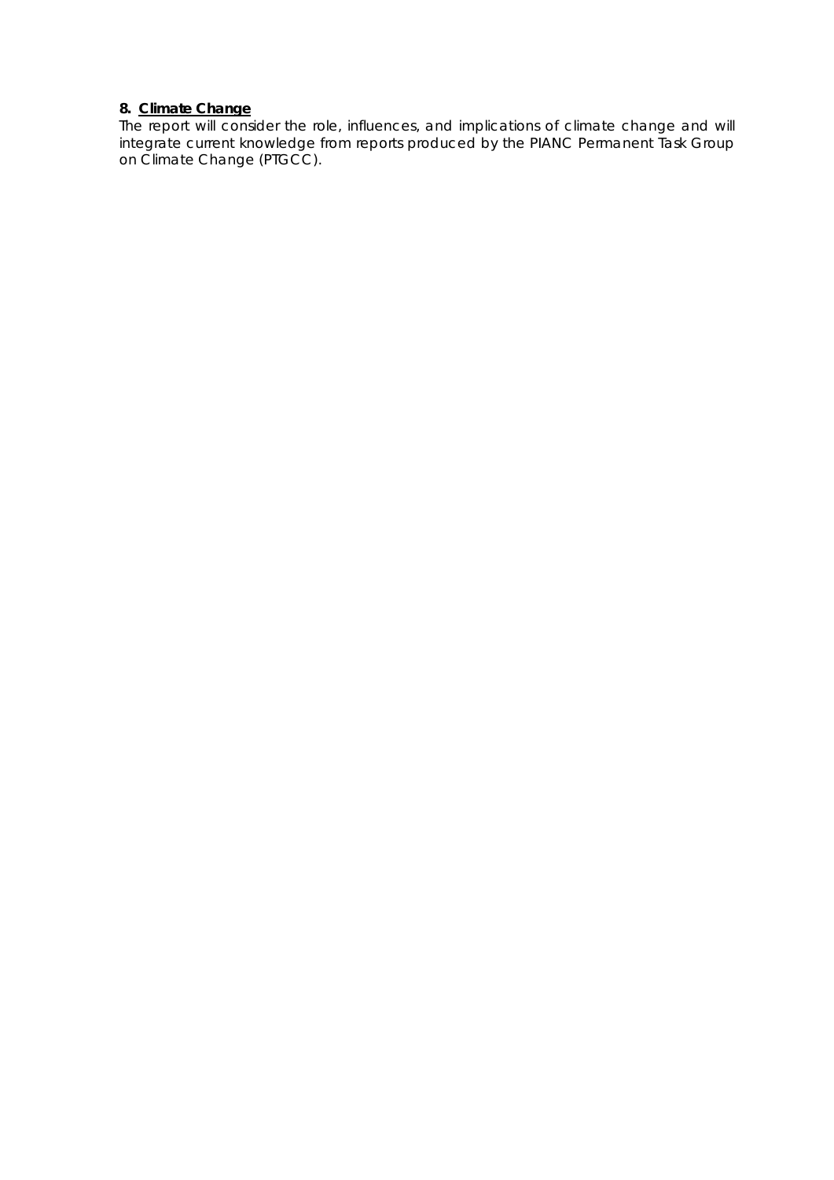## 8. Climate Change

The report will consider the role, influences, and implications of climate change and will integrate current knowledge from reports produced by the PIANC Permanent Task Group on Climate Change (PTGCC).